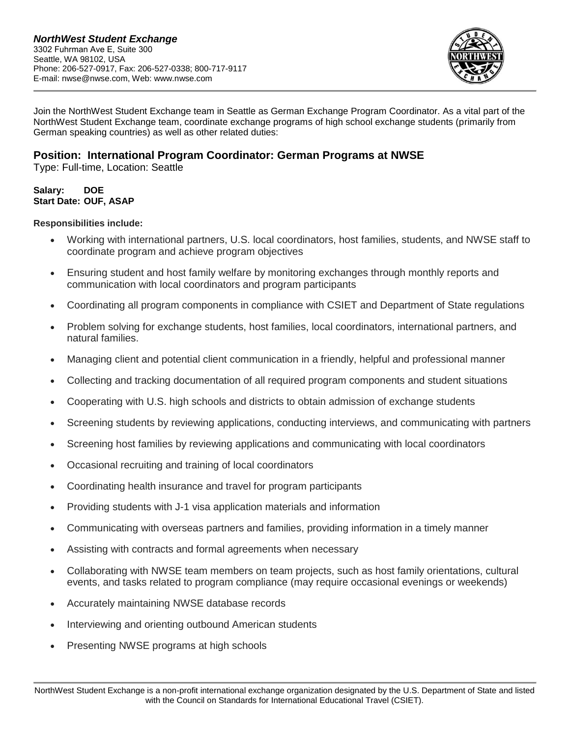***NorthWest Student Exchange***
3302 Fuhrman Ave E, Suite 300
Seattle, WA 98102, USA
Phone: 206-527-0917, Fax: 206-527-0338; 800-717-9117
E-mail: nwse@nwse.com, Web: www.nwse.com

Join the NorthWest Student Exchange team in Seattle as German Exchange Program Coordinator. As a vital part of the NorthWest Student Exchange team, coordinate exchange programs of high school exchange students (primarily from German speaking countries) as well as other related duties:

## Position: International Program Coordinator: German Programs at NWSE

Type: Full-time, Location: Seattle

**Salary: DOE**
**Start Date: OUF, ASAP**

**Responsibilities include:**

- Working with international partners, U.S. local coordinators, host families, students, and NWSE staff to coordinate program and achieve program objectives
- Ensuring student and host family welfare by monitoring exchanges through monthly reports and communication with local coordinators and program participants
- Coordinating all program components in compliance with CSIET and Department of State regulations
- Problem solving for exchange students, host families, local coordinators, international partners, and natural families.
- Managing client and potential client communication in a friendly, helpful and professional manner
- Collecting and tracking documentation of all required program components and student situations
- Cooperating with U.S. high schools and districts to obtain admission of exchange students
- Screening students by reviewing applications, conducting interviews, and communicating with partners
- Screening host families by reviewing applications and communicating with local coordinators
- Occasional recruiting and training of local coordinators
- Coordinating health insurance and travel for program participants
- Providing students with J-1 visa application materials and information
- Communicating with overseas partners and families, providing information in a timely manner
- Assisting with contracts and formal agreements when necessary
- Collaborating with NWSE team members on team projects, such as host family orientations, cultural events, and tasks related to program compliance (may require occasional evenings or weekends)
- Accurately maintaining NWSE database records
- Interviewing and orienting outbound American students
- Presenting NWSE programs at high schools

NorthWest Student Exchange is a non-profit international exchange organization designated by the U.S. Department of State and listed with the Council on Standards for International Educational Travel (CSIET).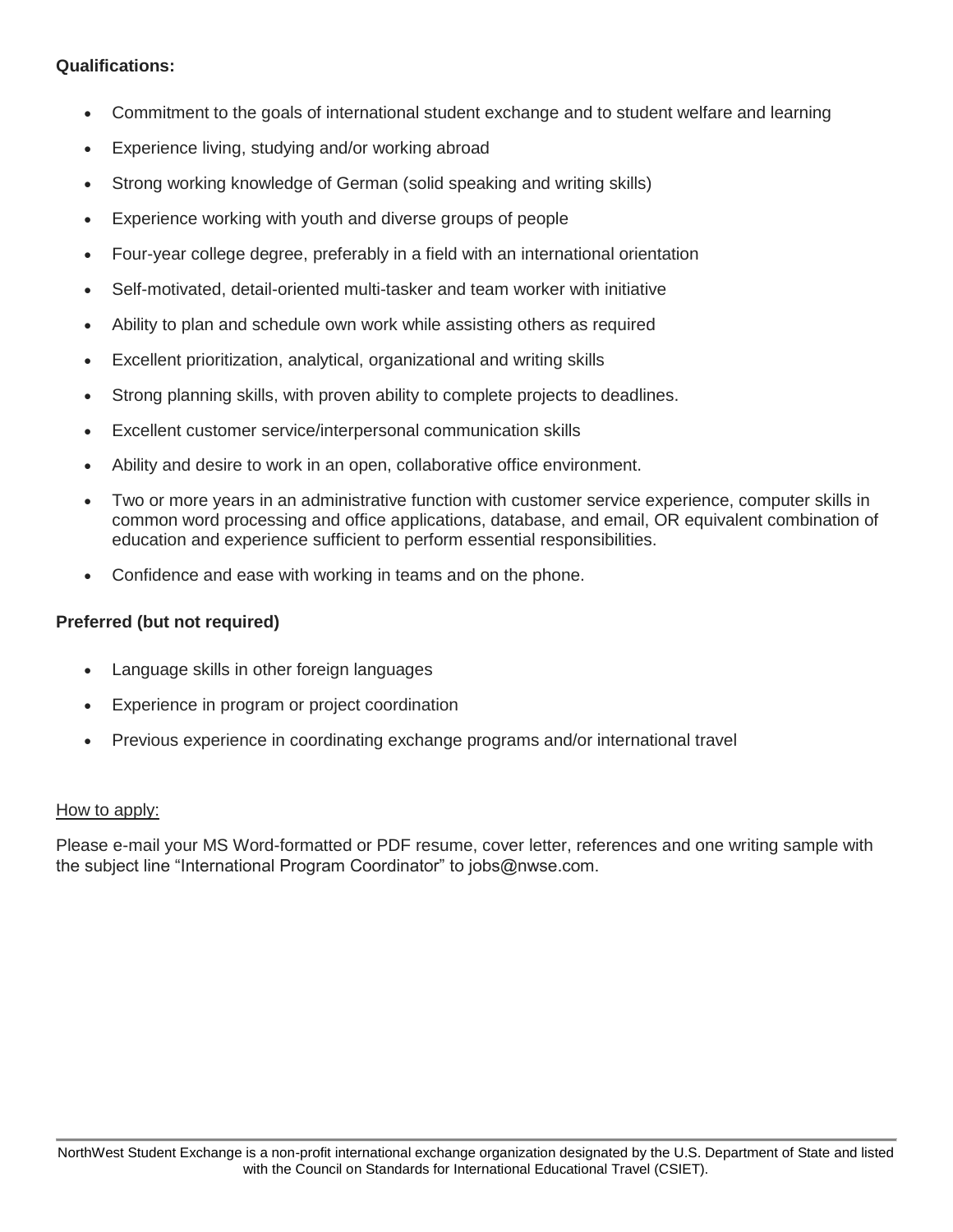**Qualifications:**

- Commitment to the goals of international student exchange and to student welfare and learning
- Experience living, studying and/or working abroad
- Strong working knowledge of German (solid speaking and writing skills)
- Experience working with youth and diverse groups of people
- Four-year college degree, preferably in a field with an international orientation
- Self-motivated, detail-oriented multi-tasker and team worker with initiative
- Ability to plan and schedule own work while assisting others as required
- Excellent prioritization, analytical, organizational and writing skills
- Strong planning skills, with proven ability to complete projects to deadlines.
- Excellent customer service/interpersonal communication skills
- Ability and desire to work in an open, collaborative office environment.
- Two or more years in an administrative function with customer service experience, computer skills in common word processing and office applications, database, and email, OR equivalent combination of education and experience sufficient to perform essential responsibilities.
- Confidence and ease with working in teams and on the phone.

**Preferred (but not required)**

- Language skills in other foreign languages
- Experience in program or project coordination
- Previous experience in coordinating exchange programs and/or international travel

How to apply:

Please e-mail your MS Word-formatted or PDF resume, cover letter, references and one writing sample with the subject line "International Program Coordinator" to jobs@nwse.com.

NorthWest Student Exchange is a non-profit international exchange organization designated by the U.S. Department of State and listed with the Council on Standards for International Educational Travel (CSIET).